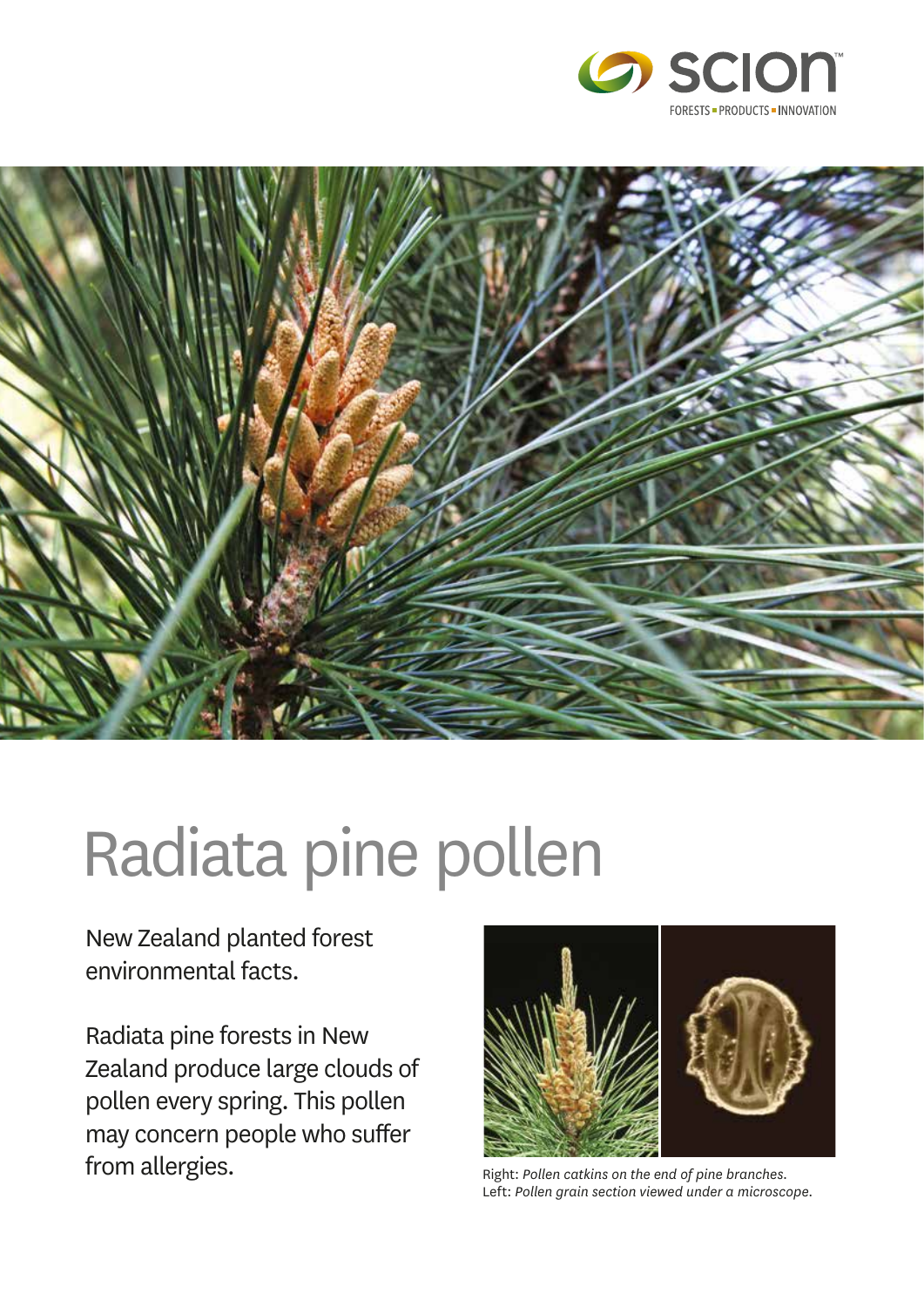# Radiata pine pollen

New Zealand planted forest environmental facts.

Radiata pine forests in New Zealand produce large clouds of pollen every spring. This pollen may concern people who suffer from allergies.

Right: *Pollen catkins on the end of pine branches.*
Left: *Pollen grain section viewed under a microscope.*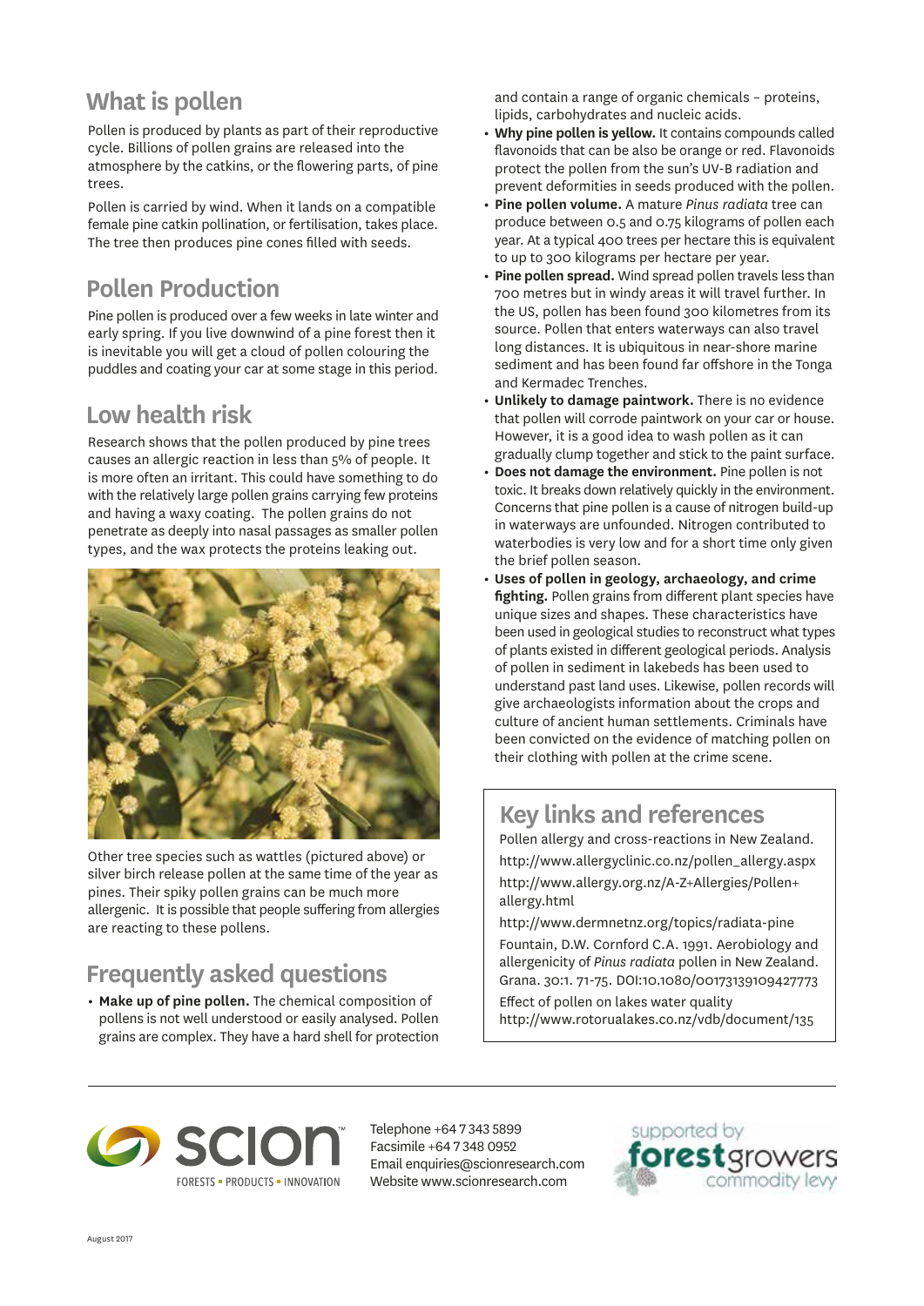## What is pollen

Pollen is produced by plants as part of their reproductive cycle. Billions of pollen grains are released into the atmosphere by the catkins, or the flowering parts, of pine trees.

Pollen is carried by wind. When it lands on a compatible female pine catkin pollination, or fertilisation, takes place. The tree then produces pine cones filled with seeds.

## Pollen Production

Pine pollen is produced over a few weeks in late winter and early spring. If you live downwind of a pine forest then it is inevitable you will get a cloud of pollen colouring the puddles and coating your car at some stage in this period.

## Low health risk

Research shows that the pollen produced by pine trees causes an allergic reaction in less than 5% of people. It is more often an irritant. This could have something to do with the relatively large pollen grains carrying few proteins and having a waxy coating. The pollen grains do not penetrate as deeply into nasal passages as smaller pollen types, and the wax protects the proteins leaking out.

Other tree species such as wattles (pictured above) or silver birch release pollen at the same time of the year as pines. Their spiky pollen grains can be much more allergenic. It is possible that people suffering from allergies are reacting to these pollens.

## Frequently asked questions

- **Make up of pine pollen.** The chemical composition of pollens is not well understood or easily analysed. Pollen grains are complex. They have a hard shell for protection and contain a range of organic chemicals – proteins, lipids, carbohydrates and nucleic acids.
- **Why pine pollen is yellow.** It contains compounds called flavonoids that can be also be orange or red. Flavonoids protect the pollen from the sun's UV-B radiation and prevent deformities in seeds produced with the pollen.
- **Pine pollen volume.** A mature *Pinus radiata* tree can produce between 0.5 and 0.75 kilograms of pollen each year. At a typical 400 trees per hectare this is equivalent to up to 300 kilograms per hectare per year.
- **Pine pollen spread.** Wind spread pollen travels less than 700 metres but in windy areas it will travel further. In the US, pollen has been found 300 kilometres from its source. Pollen that enters waterways can also travel long distances. It is ubiquitous in near-shore marine sediment and has been found far offshore in the Tonga and Kermadec Trenches.
- **Unlikely to damage paintwork.** There is no evidence that pollen will corrode paintwork on your car or house. However, it is a good idea to wash pollen as it can gradually clump together and stick to the paint surface.
- **Does not damage the environment.** Pine pollen is not toxic. It breaks down relatively quickly in the environment. Concerns that pine pollen is a cause of nitrogen build-up in waterways are unfounded. Nitrogen contributed to waterbodies is very low and for a short time only given the brief pollen season.
- **Uses of pollen in geology, archaeology, and crime fighting.** Pollen grains from different plant species have unique sizes and shapes. These characteristics have been used in geological studies to reconstruct what types of plants existed in different geological periods. Analysis of pollen in sediment in lakebeds has been used to understand past land uses. Likewise, pollen records will give archaeologists information about the crops and culture of ancient human settlements. Criminals have been convicted on the evidence of matching pollen on their clothing with pollen at the crime scene.

## Key links and references

Pollen allergy and cross-reactions in New Zealand.

http://www.allergyclinic.co.nz/pollen_allergy.aspx

http://www.allergy.org.nz/A-Z+Allergies/Pollen+allergy.html

http://www.dermnetnz.org/topics/radiata-pine

Fountain, D.W. Cornford C.A. 1991. Aerobiology and allergenicity of *Pinus radiata* pollen in New Zealand. Grana. 30:1. 71-75. DOI:10.1080/00173139109427773

Effect of pollen on lakes water quality
http://www.rotorualakes.co.nz/vdb/document/135

scion™ FORESTS • PRODUCTS • INNOVATION

Telephone +64 7 343 5899
Facsimile +64 7 348 0952
Email enquiries@scionresearch.com
Website www.scionresearch.com

supported by forestgrowers commodity levy

August 2017